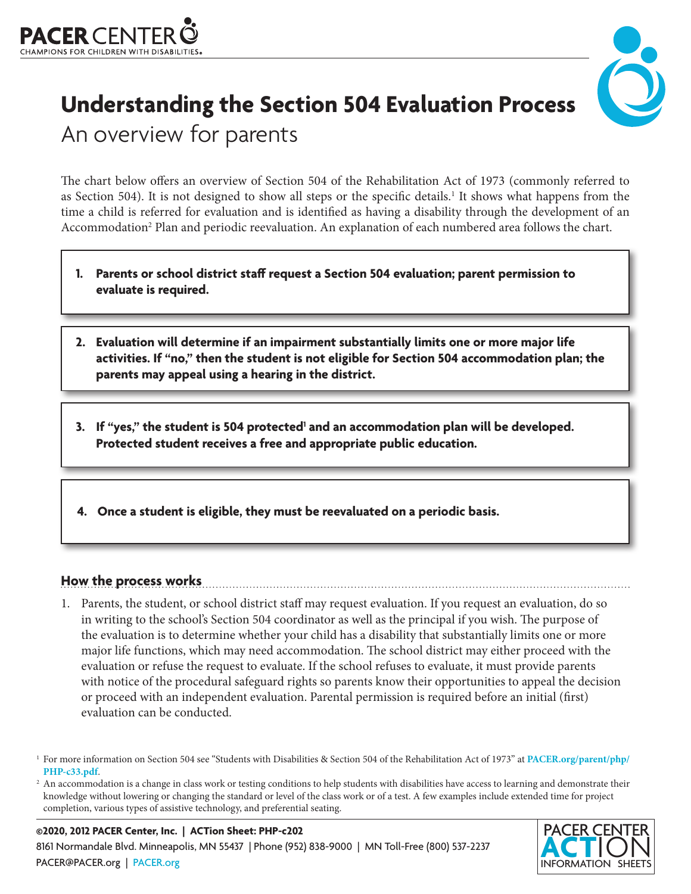PACER CENTER
CHAMPIONS FOR CHILDREN WITH DISABILITIES

# Understanding the Section 504 Evaluation Process

## An overview for parents

The chart below offers an overview of Section 504 of the Rehabilitation Act of 1973 (commonly referred to as Section 504). It is not designed to show all steps or the specific details.[1] It shows what happens from the time a child is referred for evaluation and is identified as having a disability through the development of an Accommodation[2] Plan and periodic reevaluation. An explanation of each numbered area follows the chart.

1. **Parents or school district staff request a Section 504 evaluation; parent permission to evaluate is required.**

2. **Evaluation will determine if an impairment substantially limits one or more major life activities. If "no," then the student is not eligible for Section 504 accommodation plan; the parents may appeal using a hearing in the district.**

3. **If "yes," the student is 504 protected[1] and an accommodation plan will be developed. Protected student receives a free and appropriate public education.**

4. **Once a student is eligible, they must be reevaluated on a periodic basis.**

### How the process works

1. Parents, the student, or school district staff may request evaluation. If you request an evaluation, do so in writing to the school's Section 504 coordinator as well as the principal if you wish. The purpose of the evaluation is to determine whether your child has a disability that substantially limits one or more major life functions, which may need accommodation. The school district may either proceed with the evaluation or refuse the request to evaluate. If the school refuses to evaluate, it must provide parents with notice of the procedural safeguard rights so parents know their opportunities to appeal the decision or proceed with an independent evaluation. Parental permission is required before an initial (first) evaluation can be conducted.

[1] For more information on Section 504 see "Students with Disabilities & Section 504 of the Rehabilitation Act of 1973" at **PACER.org/parent/php/PHP-c33.pdf**.

[2] An accommodation is a change in class work or testing conditions to help students with disabilities have access to learning and demonstrate their knowledge without lowering or changing the standard or level of the class work or of a test. A few examples include extended time for project completion, various types of assistive technology, and preferential seating.

**©2020, 2012 PACER Center, Inc. | ACTion Sheet: PHP-c202**
8161 Normandale Blvd. Minneapolis, MN 55437 | Phone (952) 838-9000 | MN Toll-Free (800) 537-2237
PACER@PACER.org | PACER.org

PACER CENTER ACTION INFORMATION SHEETS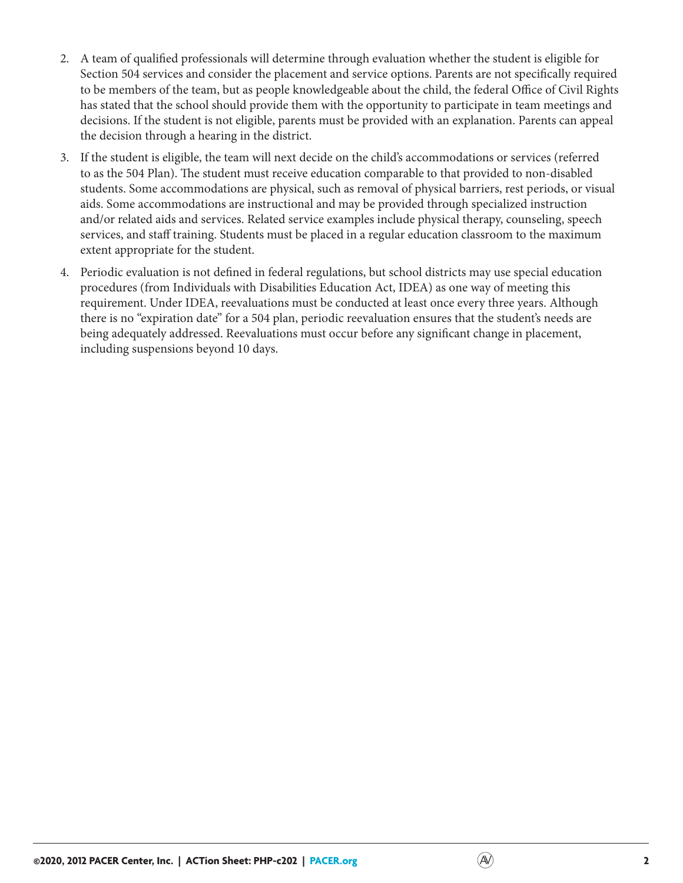2. A team of qualified professionals will determine through evaluation whether the student is eligible for Section 504 services and consider the placement and service options. Parents are not specifically required to be members of the team, but as people knowledgeable about the child, the federal Office of Civil Rights has stated that the school should provide them with the opportunity to participate in team meetings and decisions. If the student is not eligible, parents must be provided with an explanation. Parents can appeal the decision through a hearing in the district.

3. If the student is eligible, the team will next decide on the child's accommodations or services (referred to as the 504 Plan). The student must receive education comparable to that provided to non-disabled students. Some accommodations are physical, such as removal of physical barriers, rest periods, or visual aids. Some accommodations are instructional and may be provided through specialized instruction and/or related aids and services. Related service examples include physical therapy, counseling, speech services, and staff training. Students must be placed in a regular education classroom to the maximum extent appropriate for the student.

4. Periodic evaluation is not defined in federal regulations, but school districts may use special education procedures (from Individuals with Disabilities Education Act, IDEA) as one way of meeting this requirement. Under IDEA, reevaluations must be conducted at least once every three years. Although there is no "expiration date" for a 504 plan, periodic reevaluation ensures that the student's needs are being adequately addressed. Reevaluations must occur before any significant change in placement, including suspensions beyond 10 days.